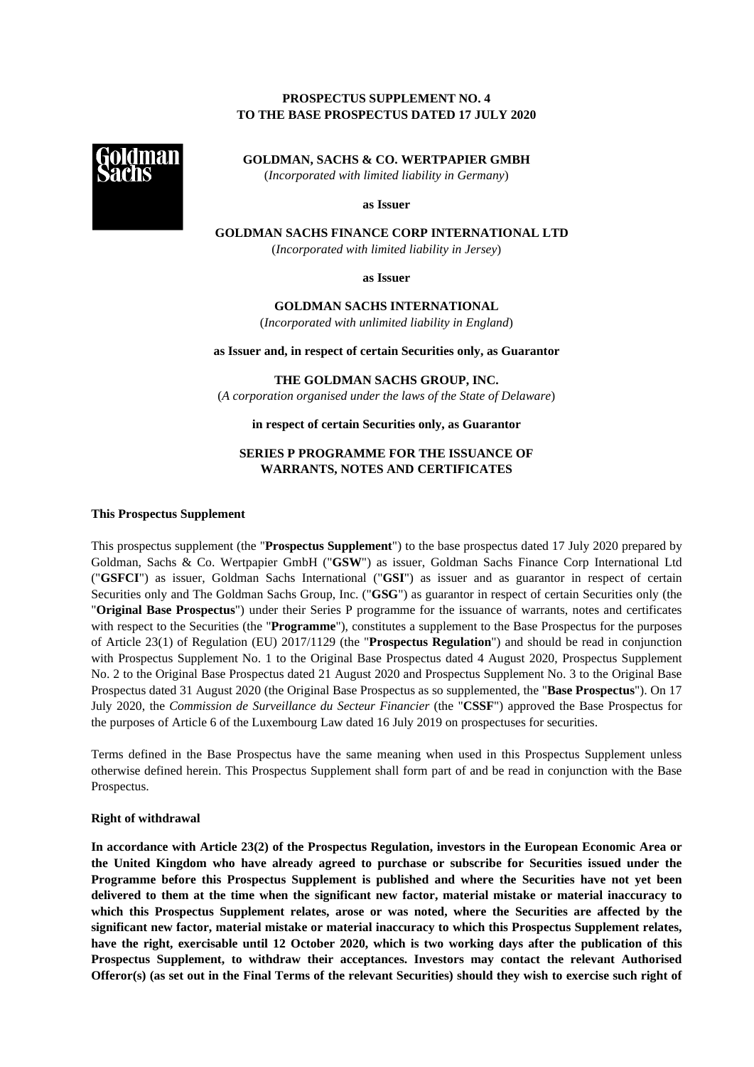**PROSPECTUS SUPPLEMENT NO. 4**
**TO THE BASE PROSPECTUS DATED 17 JULY 2020**

**GOLDMAN, SACHS & CO. WERTPAPIER GMBH**
(*Incorporated with limited liability in Germany*)

**as Issuer**

**GOLDMAN SACHS FINANCE CORP INTERNATIONAL LTD**
(*Incorporated with limited liability in Jersey*)

**as Issuer**

**GOLDMAN SACHS INTERNATIONAL**
(*Incorporated with unlimited liability in England*)

**as Issuer and, in respect of certain Securities only, as Guarantor**

**THE GOLDMAN SACHS GROUP, INC.**
(*A corporation organised under the laws of the State of Delaware*)

**in respect of certain Securities only, as Guarantor**

**SERIES P PROGRAMME FOR THE ISSUANCE OF WARRANTS, NOTES AND CERTIFICATES**

**This Prospectus Supplement**

This prospectus supplement (the "**Prospectus Supplement**") to the base prospectus dated 17 July 2020 prepared by Goldman, Sachs & Co. Wertpapier GmbH ("**GSW**") as issuer, Goldman Sachs Finance Corp International Ltd ("**GSFCI**") as issuer, Goldman Sachs International ("**GSI**") as issuer and as guarantor in respect of certain Securities only and The Goldman Sachs Group, Inc. ("**GSG**") as guarantor in respect of certain Securities only (the "**Original Base Prospectus**") under their Series P programme for the issuance of warrants, notes and certificates with respect to the Securities (the "**Programme**"), constitutes a supplement to the Base Prospectus for the purposes of Article 23(1) of Regulation (EU) 2017/1129 (the "**Prospectus Regulation**") and should be read in conjunction with Prospectus Supplement No. 1 to the Original Base Prospectus dated 4 August 2020, Prospectus Supplement No. 2 to the Original Base Prospectus dated 21 August 2020 and Prospectus Supplement No. 3 to the Original Base Prospectus dated 31 August 2020 (the Original Base Prospectus as so supplemented, the "**Base Prospectus**"). On 17 July 2020, the *Commission de Surveillance du Secteur Financier* (the "**CSSF**") approved the Base Prospectus for the purposes of Article 6 of the Luxembourg Law dated 16 July 2019 on prospectuses for securities.

Terms defined in the Base Prospectus have the same meaning when used in this Prospectus Supplement unless otherwise defined herein. This Prospectus Supplement shall form part of and be read in conjunction with the Base Prospectus.

**Right of withdrawal**

**In accordance with Article 23(2) of the Prospectus Regulation, investors in the European Economic Area or the United Kingdom who have already agreed to purchase or subscribe for Securities issued under the Programme before this Prospectus Supplement is published and where the Securities have not yet been delivered to them at the time when the significant new factor, material mistake or material inaccuracy to which this Prospectus Supplement relates, arose or was noted, where the Securities are affected by the significant new factor, material mistake or material inaccuracy to which this Prospectus Supplement relates, have the right, exercisable until 12 October 2020, which is two working days after the publication of this Prospectus Supplement, to withdraw their acceptances. Investors may contact the relevant Authorised Offeror(s) (as set out in the Final Terms of the relevant Securities) should they wish to exercise such right of**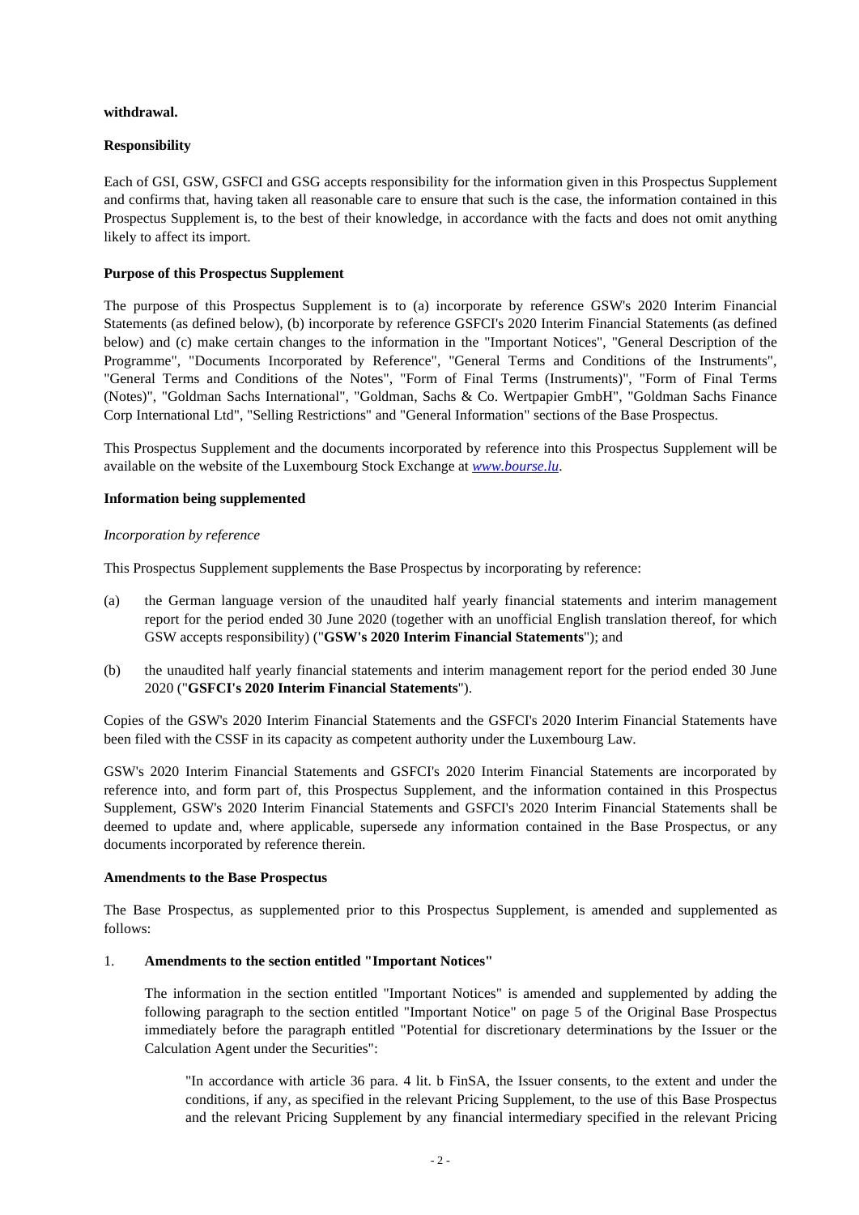**withdrawal.**

**Responsibility**

Each of GSI, GSW, GSFCI and GSG accepts responsibility for the information given in this Prospectus Supplement and confirms that, having taken all reasonable care to ensure that such is the case, the information contained in this Prospectus Supplement is, to the best of their knowledge, in accordance with the facts and does not omit anything likely to affect its import.

**Purpose of this Prospectus Supplement**

The purpose of this Prospectus Supplement is to (a) incorporate by reference GSW's 2020 Interim Financial Statements (as defined below), (b) incorporate by reference GSFCI's 2020 Interim Financial Statements (as defined below) and (c) make certain changes to the information in the "Important Notices", "General Description of the Programme", "Documents Incorporated by Reference", "General Terms and Conditions of the Instruments", "General Terms and Conditions of the Notes", "Form of Final Terms (Instruments)", "Form of Final Terms (Notes)", "Goldman Sachs International", "Goldman, Sachs & Co. Wertpapier GmbH", "Goldman Sachs Finance Corp International Ltd", "Selling Restrictions" and "General Information" sections of the Base Prospectus.

This Prospectus Supplement and the documents incorporated by reference into this Prospectus Supplement will be available on the website of the Luxembourg Stock Exchange at *www.bourse.lu*.

**Information being supplemented**

*Incorporation by reference*

This Prospectus Supplement supplements the Base Prospectus by incorporating by reference:

(a) the German language version of the unaudited half yearly financial statements and interim management report for the period ended 30 June 2020 (together with an unofficial English translation thereof, for which GSW accepts responsibility) ("**GSW's 2020 Interim Financial Statements**"); and

(b) the unaudited half yearly financial statements and interim management report for the period ended 30 June 2020 ("**GSFCI's 2020 Interim Financial Statements**").

Copies of the GSW's 2020 Interim Financial Statements and the GSFCI's 2020 Interim Financial Statements have been filed with the CSSF in its capacity as competent authority under the Luxembourg Law.

GSW's 2020 Interim Financial Statements and GSFCI's 2020 Interim Financial Statements are incorporated by reference into, and form part of, this Prospectus Supplement, and the information contained in this Prospectus Supplement, GSW's 2020 Interim Financial Statements and GSFCI's 2020 Interim Financial Statements shall be deemed to update and, where applicable, supersede any information contained in the Base Prospectus, or any documents incorporated by reference therein.

**Amendments to the Base Prospectus**

The Base Prospectus, as supplemented prior to this Prospectus Supplement, is amended and supplemented as follows:

1. **Amendments to the section entitled "Important Notices"**

   The information in the section entitled "Important Notices" is amended and supplemented by adding the following paragraph to the section entitled "Important Notice" on page 5 of the Original Base Prospectus immediately before the paragraph entitled "Potential for discretionary determinations by the Issuer or the Calculation Agent under the Securities":

   > "In accordance with article 36 para. 4 lit. b FinSA, the Issuer consents, to the extent and under the conditions, if any, as specified in the relevant Pricing Supplement, to the use of this Base Prospectus and the relevant Pricing Supplement by any financial intermediary specified in the relevant Pricing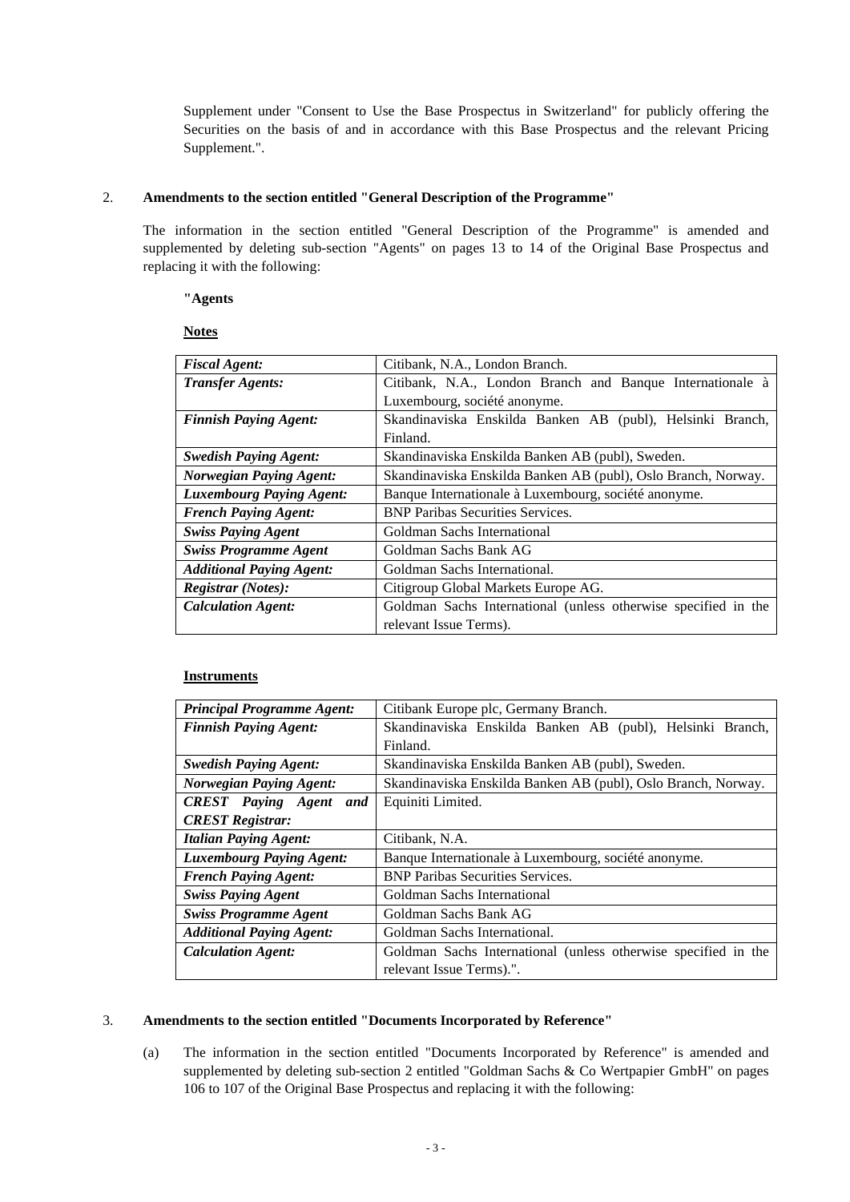Supplement under "Consent to Use the Base Prospectus in Switzerland" for publicly offering the Securities on the basis of and in accordance with this Base Prospectus and the relevant Pricing Supplement.".

2. **Amendments to the section entitled "General Description of the Programme"**

The information in the section entitled "General Description of the Programme" is amended and supplemented by deleting sub-section "Agents" on pages 13 to 14 of the Original Base Prospectus and replacing it with the following:

**"Agents**

**Notes**

| | |
|---|---|
| ***Fiscal Agent:*** | Citibank, N.A., London Branch. |
| ***Transfer Agents:*** | Citibank, N.A., London Branch and Banque Internationale à Luxembourg, société anonyme. |
| ***Finnish Paying Agent:*** | Skandinaviska Enskilda Banken AB (publ), Helsinki Branch, Finland. |
| ***Swedish Paying Agent:*** | Skandinaviska Enskilda Banken AB (publ), Sweden. |
| ***Norwegian Paying Agent:*** | Skandinaviska Enskilda Banken AB (publ), Oslo Branch, Norway. |
| ***Luxembourg Paying Agent:*** | Banque Internationale à Luxembourg, société anonyme. |
| ***French Paying Agent:*** | BNP Paribas Securities Services. |
| ***Swiss Paying Agent*** | Goldman Sachs International |
| ***Swiss Programme Agent*** | Goldman Sachs Bank AG |
| ***Additional Paying Agent:*** | Goldman Sachs International. |
| ***Registrar (Notes):*** | Citigroup Global Markets Europe AG. |
| ***Calculation Agent:*** | Goldman Sachs International (unless otherwise specified in the relevant Issue Terms). |

**Instruments**

| | |
|---|---|
| ***Principal Programme Agent:*** | Citibank Europe plc, Germany Branch. |
| ***Finnish Paying Agent:*** | Skandinaviska Enskilda Banken AB (publ), Helsinki Branch, Finland. |
| ***Swedish Paying Agent:*** | Skandinaviska Enskilda Banken AB (publ), Sweden. |
| ***Norwegian Paying Agent:*** | Skandinaviska Enskilda Banken AB (publ), Oslo Branch, Norway. |
| ***CREST Paying Agent and CREST Registrar:*** | Equiniti Limited. |
| ***Italian Paying Agent:*** | Citibank, N.A. |
| ***Luxembourg Paying Agent:*** | Banque Internationale à Luxembourg, société anonyme. |
| ***French Paying Agent:*** | BNP Paribas Securities Services. |
| ***Swiss Paying Agent*** | Goldman Sachs International |
| ***Swiss Programme Agent*** | Goldman Sachs Bank AG |
| ***Additional Paying Agent:*** | Goldman Sachs International. |
| ***Calculation Agent:*** | Goldman Sachs International (unless otherwise specified in the relevant Issue Terms).". |

3. **Amendments to the section entitled "Documents Incorporated by Reference"**

(a) The information in the section entitled "Documents Incorporated by Reference" is amended and supplemented by deleting sub-section 2 entitled "Goldman Sachs & Co Wertpapier GmbH" on pages 106 to 107 of the Original Base Prospectus and replacing it with the following: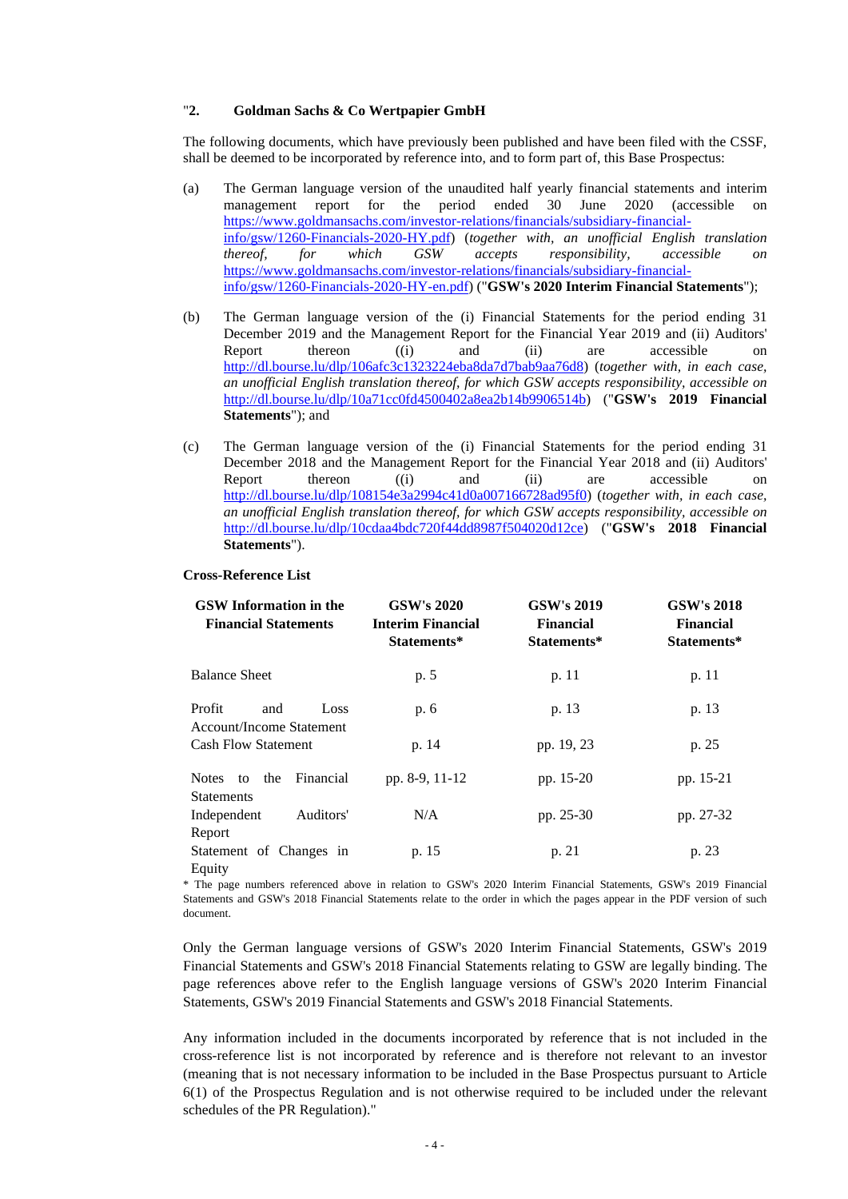"**2. Goldman Sachs & Co Wertpapier GmbH**

The following documents, which have previously been published and have been filed with the CSSF, shall be deemed to be incorporated by reference into, and to form part of, this Base Prospectus:

(a) The German language version of the unaudited half yearly financial statements and interim management report for the period ended 30 June 2020 (accessible on https://www.goldmansachs.com/investor-relations/financials/subsidiary-financial-info/gsw/1260-Financials-2020-HY.pdf) (*together with, an unofficial English translation thereof, for which GSW accepts responsibility, accessible on* https://www.goldmansachs.com/investor-relations/financials/subsidiary-financial-info/gsw/1260-Financials-2020-HY-en.pdf) ("**GSW's 2020 Interim Financial Statements**");

(b) The German language version of the (i) Financial Statements for the period ending 31 December 2019 and the Management Report for the Financial Year 2019 and (ii) Auditors' Report thereon ((i) and (ii) are accessible on http://dl.bourse.lu/dlp/106afc3c1323224eba8da7d7bab9aa76d8) (*together with, in each case, an unofficial English translation thereof, for which GSW accepts responsibility, accessible on* http://dl.bourse.lu/dlp/10a71cc0fd4500402a8ea2b14b9906514b) ("**GSW's 2019 Financial Statements**"); and

(c) The German language version of the (i) Financial Statements for the period ending 31 December 2018 and the Management Report for the Financial Year 2018 and (ii) Auditors' Report thereon ((i) and (ii) are accessible on http://dl.bourse.lu/dlp/108154e3a2994c41d0a007166728ad95f0) (*together with, in each case, an unofficial English translation thereof, for which GSW accepts responsibility, accessible on* http://dl.bourse.lu/dlp/10cdaa4bdc720f44dd8987f504020d12ce) ("**GSW's 2018 Financial Statements**").

**Cross-Reference List**

| GSW Information in the Financial Statements | GSW's 2020 Interim Financial Statements* | GSW's 2019 Financial Statements* | GSW's 2018 Financial Statements* |
|---|---|---|---|
| Balance Sheet | p. 5 | p. 11 | p. 11 |
| Profit and Loss Account/Income Statement | p. 6 | p. 13 | p. 13 |
| Cash Flow Statement | p. 14 | pp. 19, 23 | p. 25 |
| Notes to the Financial Statements | pp. 8-9, 11-12 | pp. 15-20 | pp. 15-21 |
| Independent Auditors' Report | N/A | pp. 25-30 | pp. 27-32 |
| Statement of Changes in Equity | p. 15 | p. 21 | p. 23 |

\* The page numbers referenced above in relation to GSW's 2020 Interim Financial Statements, GSW's 2019 Financial Statements and GSW's 2018 Financial Statements relate to the order in which the pages appear in the PDF version of such document.

Only the German language versions of GSW's 2020 Interim Financial Statements, GSW's 2019 Financial Statements and GSW's 2018 Financial Statements relating to GSW are legally binding. The page references above refer to the English language versions of GSW's 2020 Interim Financial Statements, GSW's 2019 Financial Statements and GSW's 2018 Financial Statements.

Any information included in the documents incorporated by reference that is not included in the cross-reference list is not incorporated by reference and is therefore not relevant to an investor (meaning that is not necessary information to be included in the Base Prospectus pursuant to Article 6(1) of the Prospectus Regulation and is not otherwise required to be included under the relevant schedules of the PR Regulation)."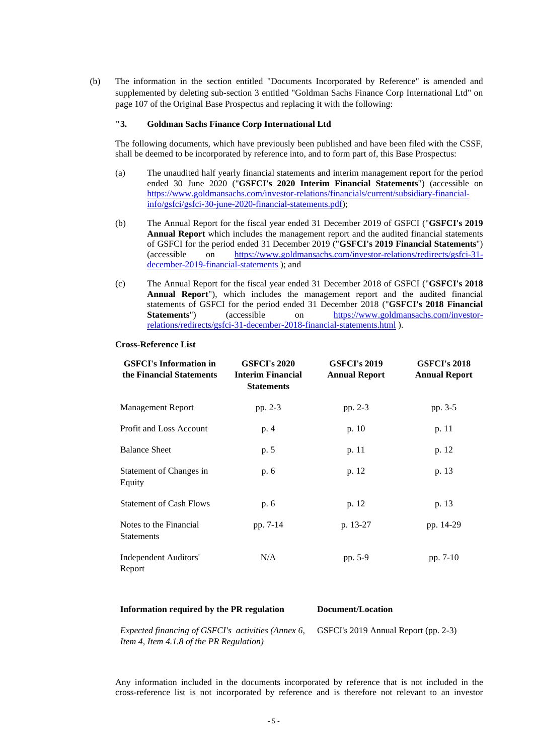(b) The information in the section entitled "Documents Incorporated by Reference" is amended and supplemented by deleting sub-section 3 entitled "Goldman Sachs Finance Corp International Ltd" on page 107 of the Original Base Prospectus and replacing it with the following:

**"3. Goldman Sachs Finance Corp International Ltd**

The following documents, which have previously been published and have been filed with the CSSF, shall be deemed to be incorporated by reference into, and to form part of, this Base Prospectus:

(a) The unaudited half yearly financial statements and interim management report for the period ended 30 June 2020 ("**GSFCI's 2020 Interim Financial Statements**") (accessible on https://www.goldmansachs.com/investor-relations/financials/current/subsidiary-financial-info/gsfci/gsfci-30-june-2020-financial-statements.pdf);

(b) The Annual Report for the fiscal year ended 31 December 2019 of GSFCI ("**GSFCI's 2019 Annual Report** which includes the management report and the audited financial statements of GSFCI for the period ended 31 December 2019 ("**GSFCI's 2019 Financial Statements**") (accessible on https://www.goldmansachs.com/investor-relations/redirects/gsfci-31-december-2019-financial-statements ); and

(c) The Annual Report for the fiscal year ended 31 December 2018 of GSFCI ("**GSFCI's 2018 Annual Report**"), which includes the management report and the audited financial statements of GSFCI for the period ended 31 December 2018 ("**GSFCI's 2018 Financial Statements**") (accessible on https://www.goldmansachs.com/investor-relations/redirects/gsfci-31-december-2018-financial-statements.html ).

**Cross-Reference List**

| GSFCI's Information in the Financial Statements | GSFCI's 2020 Interim Financial Statements | GSFCI's 2019 Annual Report | GSFCI's 2018 Annual Report |
|---|---|---|---|
| Management Report | pp. 2-3 | pp. 2-3 | pp. 3-5 |
| Profit and Loss Account | p. 4 | p. 10 | p. 11 |
| Balance Sheet | p. 5 | p. 11 | p. 12 |
| Statement of Changes in Equity | p. 6 | p. 12 | p. 13 |
| Statement of Cash Flows | p. 6 | p. 12 | p. 13 |
| Notes to the Financial Statements | pp. 7-14 | p. 13-27 | pp. 14-29 |
| Independent Auditors' Report | N/A | pp. 5-9 | pp. 7-10 |

| Information required by the PR regulation | Document/Location |
|---|---|
| *Expected financing of GSFCI's activities (Annex 6, Item 4, Item 4.1.8 of the PR Regulation)* | GSFCI's 2019 Annual Report (pp. 2-3) |

Any information included in the documents incorporated by reference that is not included in the cross-reference list is not incorporated by reference and is therefore not relevant to an investor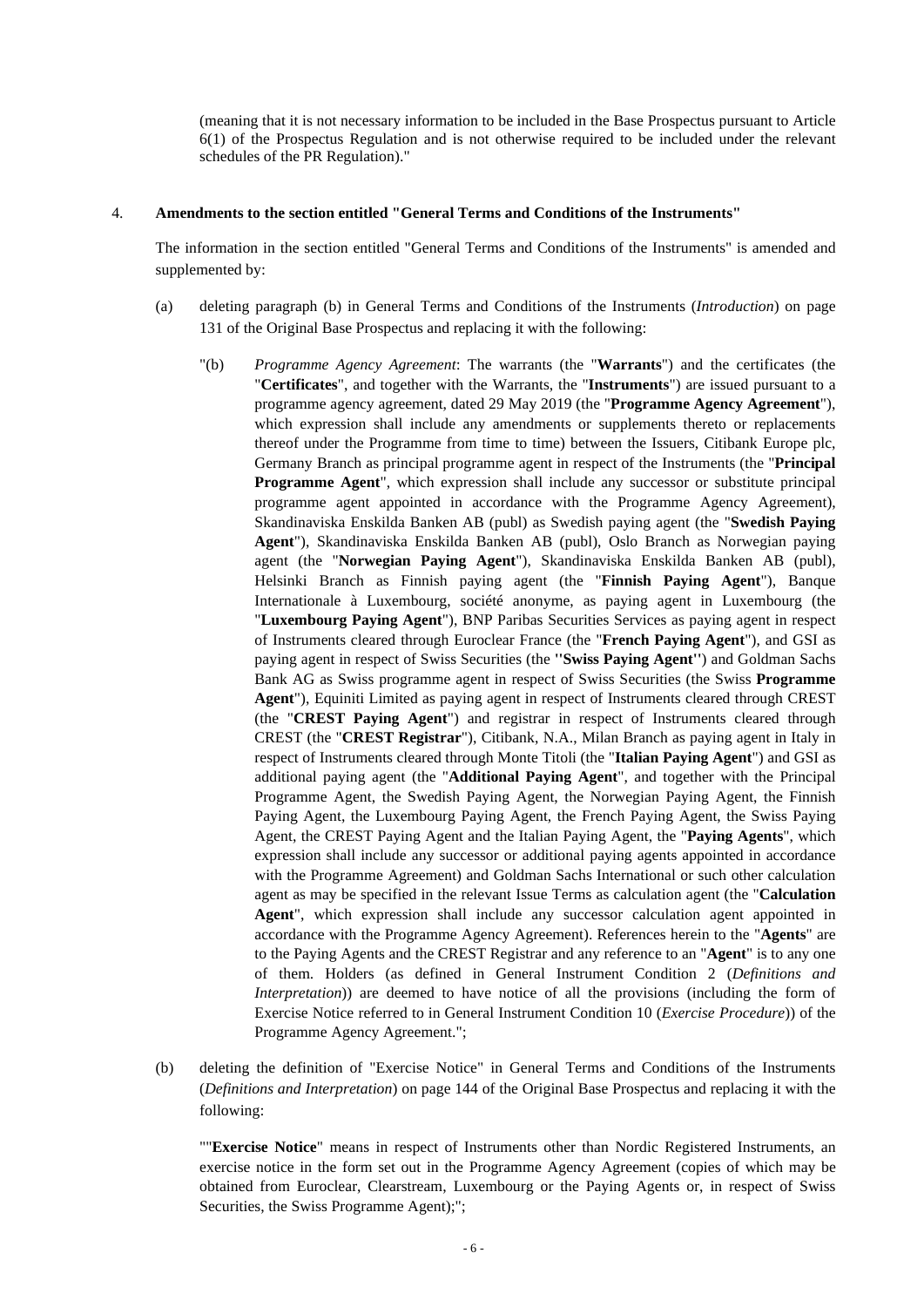(meaning that it is not necessary information to be included in the Base Prospectus pursuant to Article 6(1) of the Prospectus Regulation and is not otherwise required to be included under the relevant schedules of the PR Regulation)."

4. **Amendments to the section entitled "General Terms and Conditions of the Instruments"**

The information in the section entitled "General Terms and Conditions of the Instruments" is amended and supplemented by:

(a) deleting paragraph (b) in General Terms and Conditions of the Instruments (*Introduction*) on page 131 of the Original Base Prospectus and replacing it with the following:

"(b) *Programme Agency Agreement*: The warrants (the "**Warrants**") and the certificates (the "**Certificates**", and together with the Warrants, the "**Instruments**") are issued pursuant to a programme agency agreement, dated 29 May 2019 (the "**Programme Agency Agreement**"), which expression shall include any amendments or supplements thereto or replacements thereof under the Programme from time to time) between the Issuers, Citibank Europe plc, Germany Branch as principal programme agent in respect of the Instruments (the "**Principal Programme Agent**", which expression shall include any successor or substitute principal programme agent appointed in accordance with the Programme Agency Agreement), Skandinaviska Enskilda Banken AB (publ) as Swedish paying agent (the "**Swedish Paying Agent**"), Skandinaviska Enskilda Banken AB (publ), Oslo Branch as Norwegian paying agent (the "**Norwegian Paying Agent**"), Skandinaviska Enskilda Banken AB (publ), Helsinki Branch as Finnish paying agent (the "**Finnish Paying Agent**"), Banque Internationale à Luxembourg, société anonyme, as paying agent in Luxembourg (the "**Luxembourg Paying Agent**"), BNP Paribas Securities Services as paying agent in respect of Instruments cleared through Euroclear France (the "**French Paying Agent**"), and GSI as paying agent in respect of Swiss Securities (the "**Swiss Paying Agent**") and Goldman Sachs Bank AG as Swiss programme agent in respect of Swiss Securities (the Swiss **Programme Agent**"), Equiniti Limited as paying agent in respect of Instruments cleared through CREST (the "**CREST Paying Agent**") and registrar in respect of Instruments cleared through CREST (the "**CREST Registrar**"), Citibank, N.A., Milan Branch as paying agent in Italy in respect of Instruments cleared through Monte Titoli (the "**Italian Paying Agent**") and GSI as additional paying agent (the "**Additional Paying Agent**", and together with the Principal Programme Agent, the Swedish Paying Agent, the Norwegian Paying Agent, the Finnish Paying Agent, the Luxembourg Paying Agent, the French Paying Agent, the Swiss Paying Agent, the CREST Paying Agent and the Italian Paying Agent, the "**Paying Agents**", which expression shall include any successor or additional paying agents appointed in accordance with the Programme Agreement) and Goldman Sachs International or such other calculation agent as may be specified in the relevant Issue Terms as calculation agent (the "**Calculation Agent**", which expression shall include any successor calculation agent appointed in accordance with the Programme Agency Agreement). References herein to the "**Agents**" are to the Paying Agents and the CREST Registrar and any reference to an "**Agent**" is to any one of them. Holders (as defined in General Instrument Condition 2 (*Definitions and Interpretation*)) are deemed to have notice of all the provisions (including the form of Exercise Notice referred to in General Instrument Condition 10 (*Exercise Procedure*)) of the Programme Agency Agreement.";

(b) deleting the definition of "Exercise Notice" in General Terms and Conditions of the Instruments (*Definitions and Interpretation*) on page 144 of the Original Base Prospectus and replacing it with the following:

""**Exercise Notice**" means in respect of Instruments other than Nordic Registered Instruments, an exercise notice in the form set out in the Programme Agency Agreement (copies of which may be obtained from Euroclear, Clearstream, Luxembourg or the Paying Agents or, in respect of Swiss Securities, the Swiss Programme Agent);";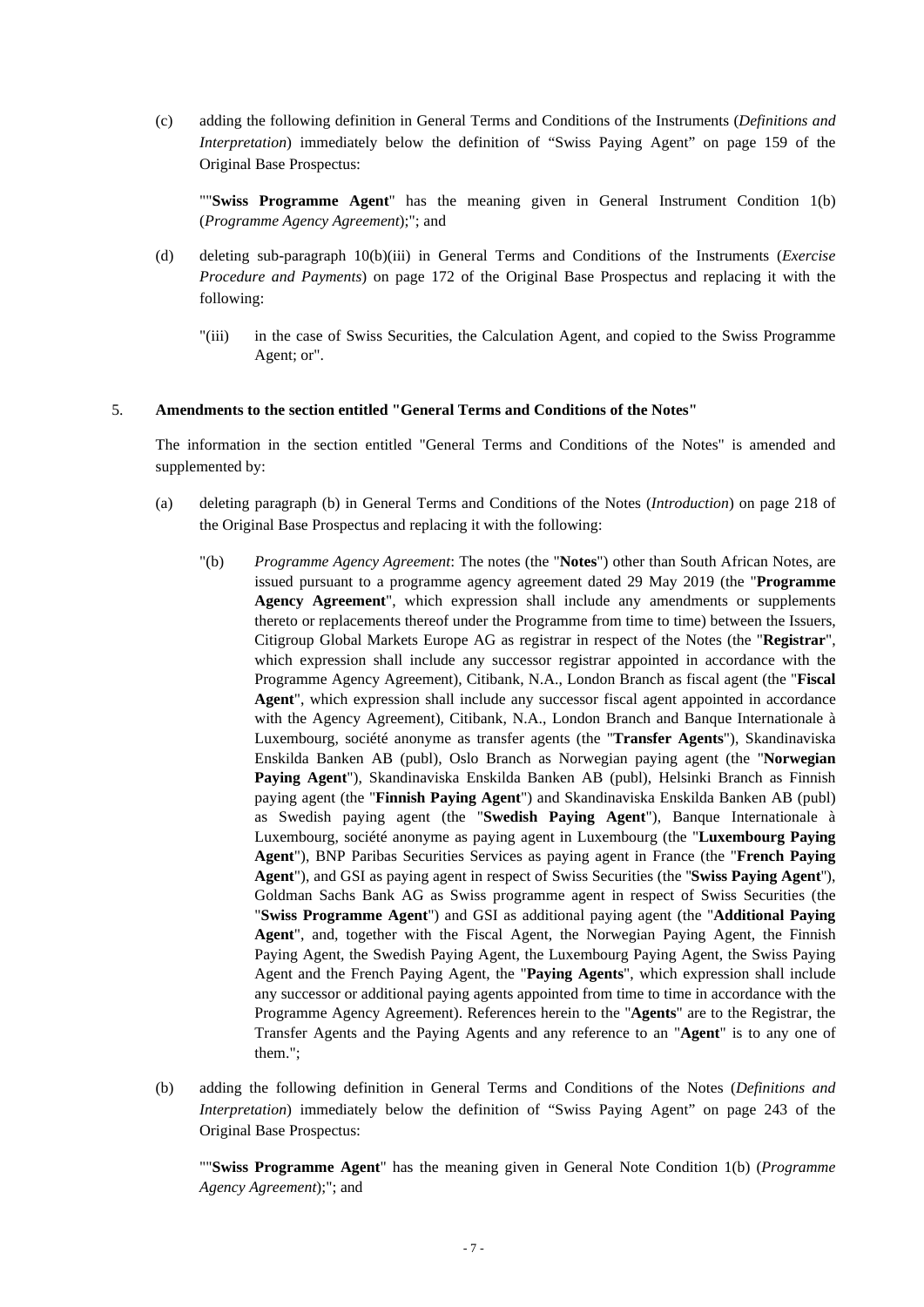(c) adding the following definition in General Terms and Conditions of the Instruments (*Definitions and Interpretation*) immediately below the definition of "Swiss Paying Agent" on page 159 of the Original Base Prospectus:

> ""**Swiss Programme Agent**" has the meaning given in General Instrument Condition 1(b) (*Programme Agency Agreement*);"; and

(d) deleting sub-paragraph 10(b)(iii) in General Terms and Conditions of the Instruments (*Exercise Procedure and Payments*) on page 172 of the Original Base Prospectus and replacing it with the following:

> "(iii) in the case of Swiss Securities, the Calculation Agent, and copied to the Swiss Programme Agent; or".

5. **Amendments to the section entitled "General Terms and Conditions of the Notes"**

The information in the section entitled "General Terms and Conditions of the Notes" is amended and supplemented by:

(a) deleting paragraph (b) in General Terms and Conditions of the Notes (*Introduction*) on page 218 of the Original Base Prospectus and replacing it with the following:

> "(b) *Programme Agency Agreement*: The notes (the "**Notes**") other than South African Notes, are issued pursuant to a programme agency agreement dated 29 May 2019 (the "**Programme Agency Agreement**", which expression shall include any amendments or supplements thereto or replacements thereof under the Programme from time to time) between the Issuers, Citigroup Global Markets Europe AG as registrar in respect of the Notes (the "**Registrar**", which expression shall include any successor registrar appointed in accordance with the Programme Agency Agreement), Citibank, N.A., London Branch as fiscal agent (the "**Fiscal Agent**", which expression shall include any successor fiscal agent appointed in accordance with the Agency Agreement), Citibank, N.A., London Branch and Banque Internationale à Luxembourg, société anonyme as transfer agents (the "**Transfer Agents**"), Skandinaviska Enskilda Banken AB (publ), Oslo Branch as Norwegian paying agent (the "**Norwegian Paying Agent**"), Skandinaviska Enskilda Banken AB (publ), Helsinki Branch as Finnish paying agent (the "**Finnish Paying Agent**") and Skandinaviska Enskilda Banken AB (publ) as Swedish paying agent (the "**Swedish Paying Agent**"), Banque Internationale à Luxembourg, société anonyme as paying agent in Luxembourg (the "**Luxembourg Paying Agent**"), BNP Paribas Securities Services as paying agent in France (the "**French Paying Agent**"), and GSI as paying agent in respect of Swiss Securities (the "**Swiss Paying Agent**"), Goldman Sachs Bank AG as Swiss programme agent in respect of Swiss Securities (the "**Swiss Programme Agent**") and GSI as additional paying agent (the "**Additional Paying Agent**", and, together with the Fiscal Agent, the Norwegian Paying Agent, the Finnish Paying Agent, the Swedish Paying Agent, the Luxembourg Paying Agent, the Swiss Paying Agent and the French Paying Agent, the "**Paying Agents**", which expression shall include any successor or additional paying agents appointed from time to time in accordance with the Programme Agency Agreement). References herein to the "**Agents**" are to the Registrar, the Transfer Agents and the Paying Agents and any reference to an "**Agent**" is to any one of them.";

(b) adding the following definition in General Terms and Conditions of the Notes (*Definitions and Interpretation*) immediately below the definition of "Swiss Paying Agent" on page 243 of the Original Base Prospectus:

> ""**Swiss Programme Agent**" has the meaning given in General Note Condition 1(b) (*Programme Agency Agreement*);"; and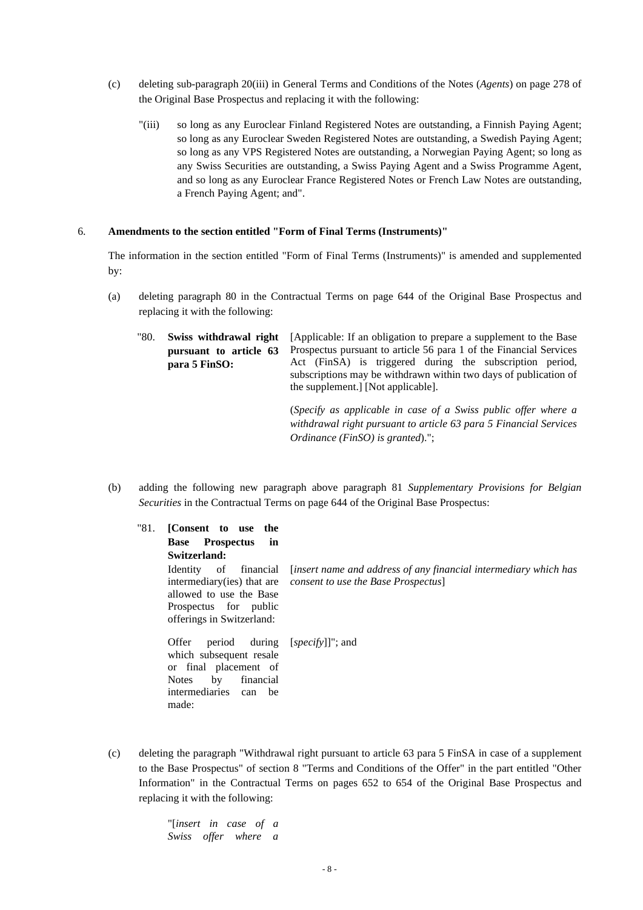(c) deleting sub-paragraph 20(iii) in General Terms and Conditions of the Notes (*Agents*) on page 278 of the Original Base Prospectus and replacing it with the following:

> "(iii) so long as any Euroclear Finland Registered Notes are outstanding, a Finnish Paying Agent; so long as any Euroclear Sweden Registered Notes are outstanding, a Swedish Paying Agent; so long as any VPS Registered Notes are outstanding, a Norwegian Paying Agent; so long as any Swiss Securities are outstanding, a Swiss Paying Agent and a Swiss Programme Agent, and so long as any Euroclear France Registered Notes or French Law Notes are outstanding, a French Paying Agent; and".

6. **Amendments to the section entitled "Form of Final Terms (Instruments)"**

The information in the section entitled "Form of Final Terms (Instruments)" is amended and supplemented by:

(a) deleting paragraph 80 in the Contractual Terms on page 644 of the Original Base Prospectus and replacing it with the following:

| | |
|---|---|
| "80. **Swiss withdrawal right pursuant to article 63 para 5 FinSO:** | [Applicable: If an obligation to prepare a supplement to the Base Prospectus pursuant to article 56 para 1 of the Financial Services Act (FinSA) is triggered during the subscription period, subscriptions may be withdrawn within two days of publication of the supplement.] [Not applicable].<br><br>(*Specify as applicable in case of a Swiss public offer where a withdrawal right pursuant to article 63 para 5 Financial Services Ordinance (FinSO) is granted*)."; |

(b) adding the following new paragraph above paragraph 81 *Supplementary Provisions for Belgian Securities* in the Contractual Terms on page 644 of the Original Base Prospectus:

| | |
|---|---|
| "81. **[Consent to use the Base Prospectus in Switzerland:** | |
| Identity of financial intermediary(ies) that are allowed to use the Base Prospectus for public offerings in Switzerland: | [*insert name and address of any financial intermediary which has consent to use the Base Prospectus*] |
| Offer period during which subsequent resale or final placement of Notes by financial intermediaries can be made: | [*specify*]]"; and |

(c) deleting the paragraph "Withdrawal right pursuant to article 63 para 5 FinSA in case of a supplement to the Base Prospectus" of section 8 "Terms and Conditions of the Offer" in the part entitled "Other Information" in the Contractual Terms on pages 652 to 654 of the Original Base Prospectus and replacing it with the following:

> "[*insert in case of a Swiss offer where a*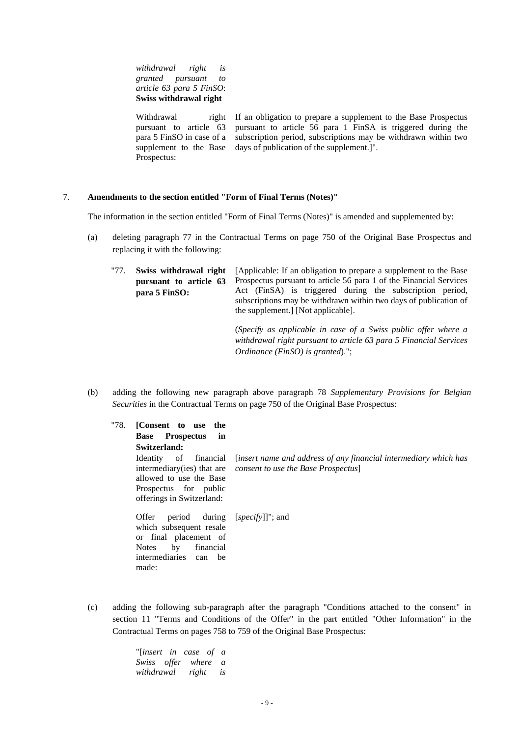*withdrawal right is granted pursuant to article 63 para 5 FinSO*: **Swiss withdrawal right**

| | |
|---|---|
| Withdrawal right pursuant to article 63 para 5 FinSO in case of a supplement to the Base Prospectus: | If an obligation to prepare a supplement to the Base Prospectus pursuant to article 56 para 1 FinSA is triggered during the subscription period, subscriptions may be withdrawn within two days of publication of the supplement.]". |

7. **Amendments to the section entitled "Form of Final Terms (Notes)"**

The information in the section entitled "Form of Final Terms (Notes)" is amended and supplemented by:

(a) deleting paragraph 77 in the Contractual Terms on page 750 of the Original Base Prospectus and replacing it with the following:

| | |
|---|---|
| "77. **Swiss withdrawal right pursuant to article 63 para 5 FinSO:** | [Applicable: If an obligation to prepare a supplement to the Base Prospectus pursuant to article 56 para 1 of the Financial Services Act (FinSA) is triggered during the subscription period, subscriptions may be withdrawn within two days of publication of the supplement.] [Not applicable].<br><br>(*Specify as applicable in case of a Swiss public offer where a withdrawal right pursuant to article 63 para 5 Financial Services Ordinance (FinSO) is granted*)."; |

(b) adding the following new paragraph above paragraph 78 *Supplementary Provisions for Belgian Securities* in the Contractual Terms on page 750 of the Original Base Prospectus:

| | |
|---|---|
| "78. **[Consent to use the Base Prospectus in Switzerland:** | |
| Identity of financial intermediary(ies) that are allowed to use the Base Prospectus for public offerings in Switzerland: | [*insert name and address of any financial intermediary which has consent to use the Base Prospectus*] |
| Offer period during which subsequent resale or final placement of Notes by financial intermediaries can be made: | [*specify*]]"; and |

(c) adding the following sub-paragraph after the paragraph "Conditions attached to the consent" in section 11 "Terms and Conditions of the Offer" in the part entitled "Other Information" in the Contractual Terms on pages 758 to 759 of the Original Base Prospectus:

"[*insert in case of a Swiss offer where a withdrawal right is*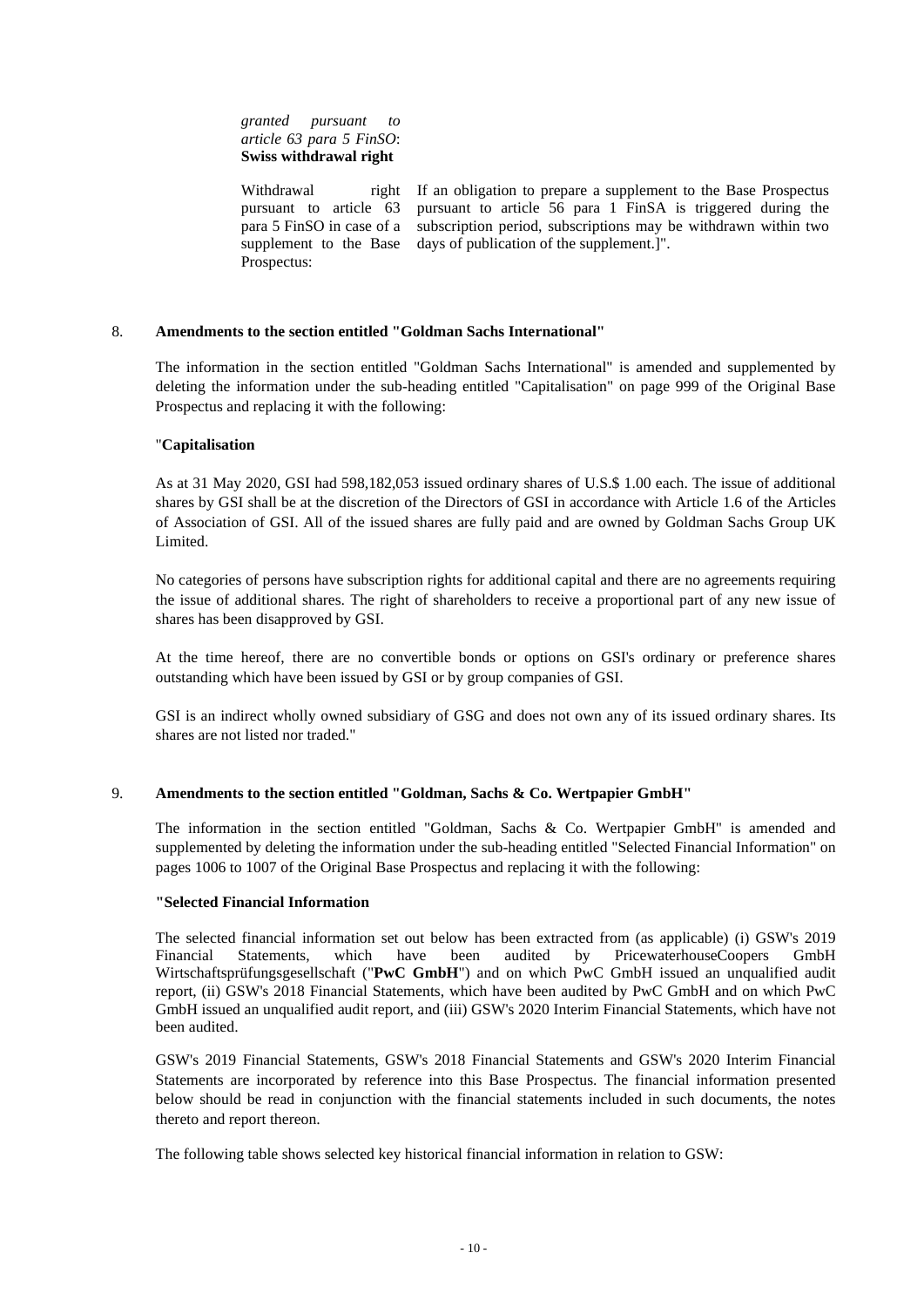*granted pursuant to article 63 para 5 FinSO*: **Swiss withdrawal right**

| | |
|---|---|
| Withdrawal right pursuant to article 63 para 5 FinSO in case of a supplement to the Base Prospectus: | If an obligation to prepare a supplement to the Base Prospectus pursuant to article 56 para 1 FinSA is triggered during the subscription period, subscriptions may be withdrawn within two days of publication of the supplement.]". |

8. **Amendments to the section entitled "Goldman Sachs International"**

The information in the section entitled "Goldman Sachs International" is amended and supplemented by deleting the information under the sub-heading entitled "Capitalisation" on page 999 of the Original Base Prospectus and replacing it with the following:

"**Capitalisation**

As at 31 May 2020, GSI had 598,182,053 issued ordinary shares of U.S.$ 1.00 each. The issue of additional shares by GSI shall be at the discretion of the Directors of GSI in accordance with Article 1.6 of the Articles of Association of GSI. All of the issued shares are fully paid and are owned by Goldman Sachs Group UK Limited.

No categories of persons have subscription rights for additional capital and there are no agreements requiring the issue of additional shares. The right of shareholders to receive a proportional part of any new issue of shares has been disapproved by GSI.

At the time hereof, there are no convertible bonds or options on GSI's ordinary or preference shares outstanding which have been issued by GSI or by group companies of GSI.

GSI is an indirect wholly owned subsidiary of GSG and does not own any of its issued ordinary shares. Its shares are not listed nor traded."

9. **Amendments to the section entitled "Goldman, Sachs & Co. Wertpapier GmbH"**

The information in the section entitled "Goldman, Sachs & Co. Wertpapier GmbH" is amended and supplemented by deleting the information under the sub-heading entitled "Selected Financial Information" on pages 1006 to 1007 of the Original Base Prospectus and replacing it with the following:

**"Selected Financial Information**

The selected financial information set out below has been extracted from (as applicable) (i) GSW's 2019 Financial Statements, which have been audited by PricewaterhouseCoopers GmbH Wirtschaftsprüfungsgesellschaft ("**PwC GmbH**") and on which PwC GmbH issued an unqualified audit report, (ii) GSW's 2018 Financial Statements, which have been audited by PwC GmbH and on which PwC GmbH issued an unqualified audit report, and (iii) GSW's 2020 Interim Financial Statements, which have not been audited.

GSW's 2019 Financial Statements, GSW's 2018 Financial Statements and GSW's 2020 Interim Financial Statements are incorporated by reference into this Base Prospectus. The financial information presented below should be read in conjunction with the financial statements included in such documents, the notes thereto and report thereon.

The following table shows selected key historical financial information in relation to GSW: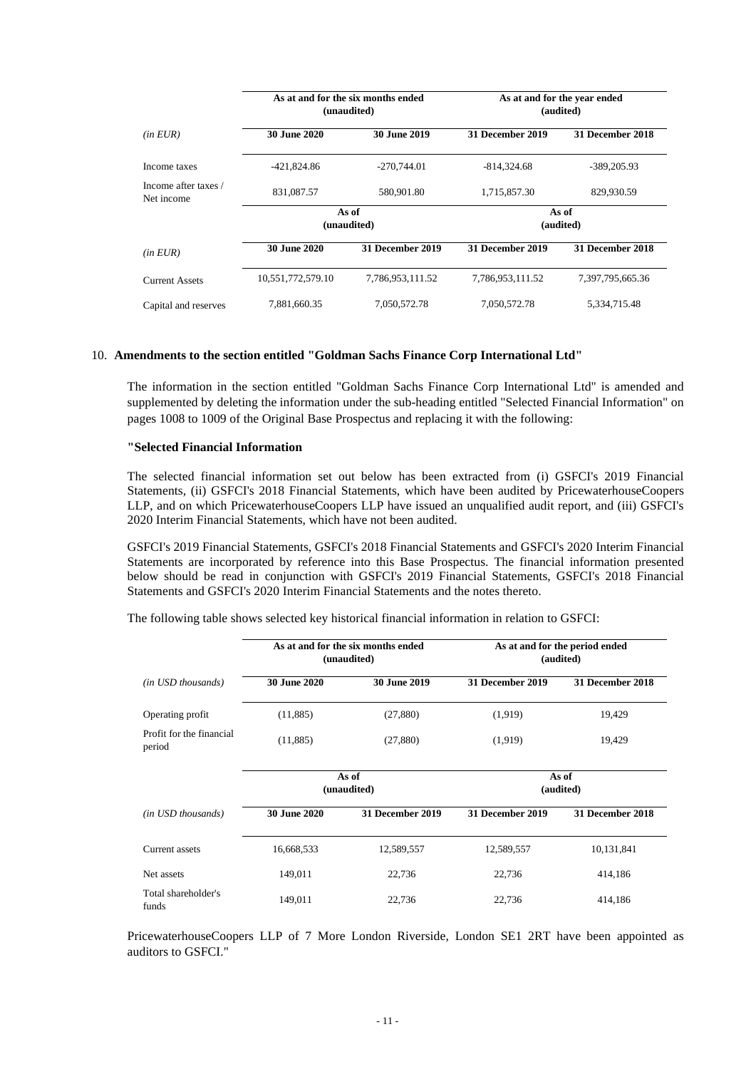| | As at and for the six months ended (unaudited) | | As at and for the year ended (audited) | |
|---|---|---|---|---|
| *(in EUR)* | **30 June 2020** | **30 June 2019** | **31 December 2019** | **31 December 2018** |
| Income taxes | -421,824.86 | -270,744.01 | -814,324.68 | -389,205.93 |
| Income after taxes / Net income | 831,087.57 | 580,901.80 | 1,715,857.30 | 829,930.59 |
| | **As of (unaudited)** | | **As of (audited)** | |
| *(in EUR)* | **30 June 2020** | **31 December 2019** | **31 December 2019** | **31 December 2018** |
| Current Assets | 10,551,772,579.10 | 7,786,953,111.52 | 7,786,953,111.52 | 7,397,795,665.36 |
| Capital and reserves | 7,881,660.35 | 7,050,572.78 | 7,050,572.78 | 5,334,715.48 |

10. **Amendments to the section entitled "Goldman Sachs Finance Corp International Ltd"**

The information in the section entitled "Goldman Sachs Finance Corp International Ltd" is amended and supplemented by deleting the information under the sub-heading entitled "Selected Financial Information" on pages 1008 to 1009 of the Original Base Prospectus and replacing it with the following:

**"Selected Financial Information**

The selected financial information set out below has been extracted from (i) GSFCI's 2019 Financial Statements, (ii) GSFCI's 2018 Financial Statements, which have been audited by PricewaterhouseCoopers LLP, and on which PricewaterhouseCoopers LLP have issued an unqualified audit report, and (iii) GSFCI's 2020 Interim Financial Statements, which have not been audited.

GSFCI's 2019 Financial Statements, GSFCI's 2018 Financial Statements and GSFCI's 2020 Interim Financial Statements are incorporated by reference into this Base Prospectus. The financial information presented below should be read in conjunction with GSFCI's 2019 Financial Statements, GSFCI's 2018 Financial Statements and GSFCI's 2020 Interim Financial Statements and the notes thereto.

The following table shows selected key historical financial information in relation to GSFCI:

| | As at and for the six months ended (unaudited) | | As at and for the period ended (audited) | |
|---|---|---|---|---|
| *(in USD thousands)* | **30 June 2020** | **30 June 2019** | **31 December 2019** | **31 December 2018** |
| Operating profit | (11,885) | (27,880) | (1,919) | 19,429 |
| Profit for the financial period | (11,885) | (27,880) | (1,919) | 19,429 |
| | **As of (unaudited)** | | **As of (audited)** | |
| *(in USD thousands)* | **30 June 2020** | **31 December 2019** | **31 December 2019** | **31 December 2018** |
| Current assets | 16,668,533 | 12,589,557 | 12,589,557 | 10,131,841 |
| Net assets | 149,011 | 22,736 | 22,736 | 414,186 |
| Total shareholder's funds | 149,011 | 22,736 | 22,736 | 414,186 |

PricewaterhouseCoopers LLP of 7 More London Riverside, London SE1 2RT have been appointed as auditors to GSFCI."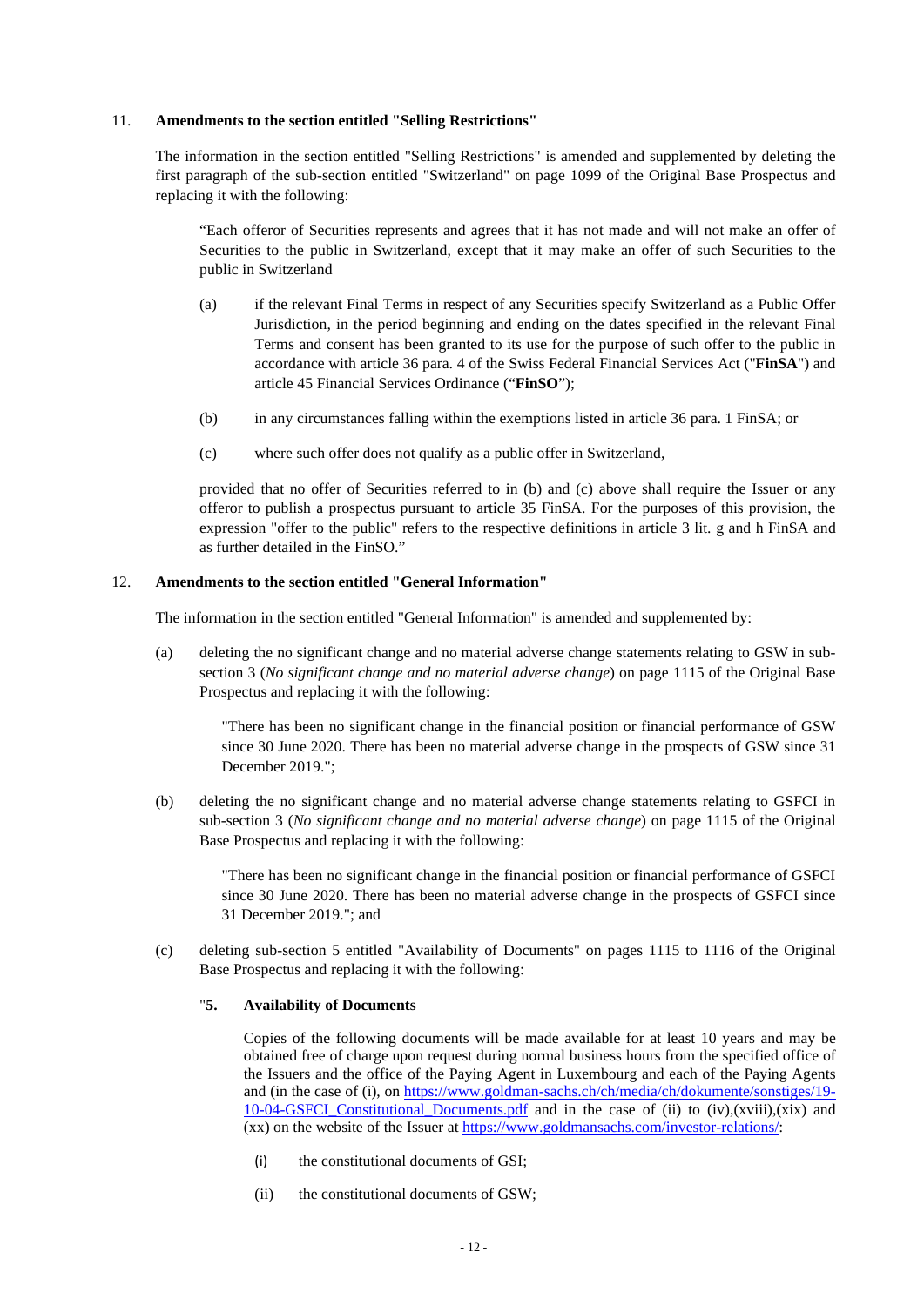11. **Amendments to the section entitled "Selling Restrictions"**

The information in the section entitled "Selling Restrictions" is amended and supplemented by deleting the first paragraph of the sub-section entitled "Switzerland" on page 1099 of the Original Base Prospectus and replacing it with the following:

"Each offeror of Securities represents and agrees that it has not made and will not make an offer of Securities to the public in Switzerland, except that it may make an offer of such Securities to the public in Switzerland

(a) if the relevant Final Terms in respect of any Securities specify Switzerland as a Public Offer Jurisdiction, in the period beginning and ending on the dates specified in the relevant Final Terms and consent has been granted to its use for the purpose of such offer to the public in accordance with article 36 para. 4 of the Swiss Federal Financial Services Act ("**FinSA**") and article 45 Financial Services Ordinance ("**FinSO**");

(b) in any circumstances falling within the exemptions listed in article 36 para. 1 FinSA; or

(c) where such offer does not qualify as a public offer in Switzerland,

provided that no offer of Securities referred to in (b) and (c) above shall require the Issuer or any offeror to publish a prospectus pursuant to article 35 FinSA. For the purposes of this provision, the expression "offer to the public" refers to the respective definitions in article 3 lit. g and h FinSA and as further detailed in the FinSO."

12. **Amendments to the section entitled "General Information"**

The information in the section entitled "General Information" is amended and supplemented by:

(a) deleting the no significant change and no material adverse change statements relating to GSW in sub-section 3 (*No significant change and no material adverse change*) on page 1115 of the Original Base Prospectus and replacing it with the following:

"There has been no significant change in the financial position or financial performance of GSW since 30 June 2020. There has been no material adverse change in the prospects of GSW since 31 December 2019.";

(b) deleting the no significant change and no material adverse change statements relating to GSFCI in sub-section 3 (*No significant change and no material adverse change*) on page 1115 of the Original Base Prospectus and replacing it with the following:

"There has been no significant change in the financial position or financial performance of GSFCI since 30 June 2020. There has been no material adverse change in the prospects of GSFCI since 31 December 2019."; and

(c) deleting sub-section 5 entitled "Availability of Documents" on pages 1115 to 1116 of the Original Base Prospectus and replacing it with the following:

"**5. Availability of Documents**

Copies of the following documents will be made available for at least 10 years and may be obtained free of charge upon request during normal business hours from the specified office of the Issuers and the office of the Paying Agent in Luxembourg and each of the Paying Agents and (in the case of (i), on https://www.goldman-sachs.ch/ch/media/ch/dokumente/sonstiges/19-10-04-GSFCI_Constitutional_Documents.pdf and in the case of (ii) to (iv),(xviii),(xix) and (xx) on the website of the Issuer at https://www.goldmansachs.com/investor-relations/:

(i) the constitutional documents of GSI;

(ii) the constitutional documents of GSW;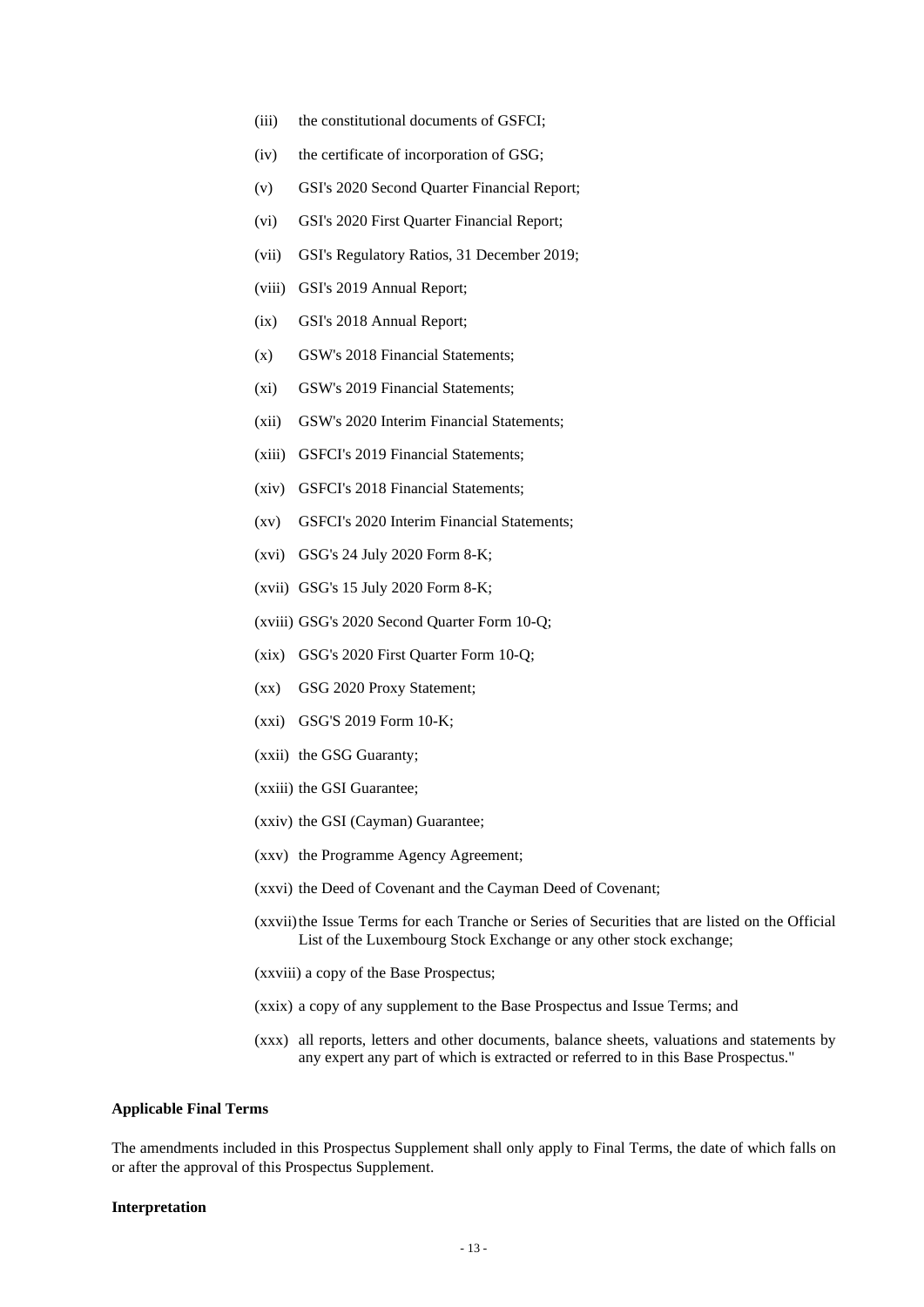(iii) the constitutional documents of GSFCI;

(iv) the certificate of incorporation of GSG;

(v) GSI's 2020 Second Quarter Financial Report;

(vi) GSI's 2020 First Quarter Financial Report;

(vii) GSI's Regulatory Ratios, 31 December 2019;

(viii) GSI's 2019 Annual Report;

(ix) GSI's 2018 Annual Report;

(x) GSW's 2018 Financial Statements;

(xi) GSW's 2019 Financial Statements;

(xii) GSW's 2020 Interim Financial Statements;

(xiii) GSFCI's 2019 Financial Statements;

(xiv) GSFCI's 2018 Financial Statements;

(xv) GSFCI's 2020 Interim Financial Statements;

(xvi) GSG's 24 July 2020 Form 8-K;

(xvii) GSG's 15 July 2020 Form 8-K;

(xviii) GSG's 2020 Second Quarter Form 10-Q;

(xix) GSG's 2020 First Quarter Form 10-Q;

(xx) GSG 2020 Proxy Statement;

(xxi) GSG'S 2019 Form 10-K;

(xxii) the GSG Guaranty;

(xxiii) the GSI Guarantee;

(xxiv) the GSI (Cayman) Guarantee;

(xxv) the Programme Agency Agreement;

(xxvi) the Deed of Covenant and the Cayman Deed of Covenant;

(xxvii) the Issue Terms for each Tranche or Series of Securities that are listed on the Official List of the Luxembourg Stock Exchange or any other stock exchange;

(xxviii) a copy of the Base Prospectus;

(xxix) a copy of any supplement to the Base Prospectus and Issue Terms; and

(xxx) all reports, letters and other documents, balance sheets, valuations and statements by any expert any part of which is extracted or referred to in this Base Prospectus."

**Applicable Final Terms**

The amendments included in this Prospectus Supplement shall only apply to Final Terms, the date of which falls on or after the approval of this Prospectus Supplement.

**Interpretation**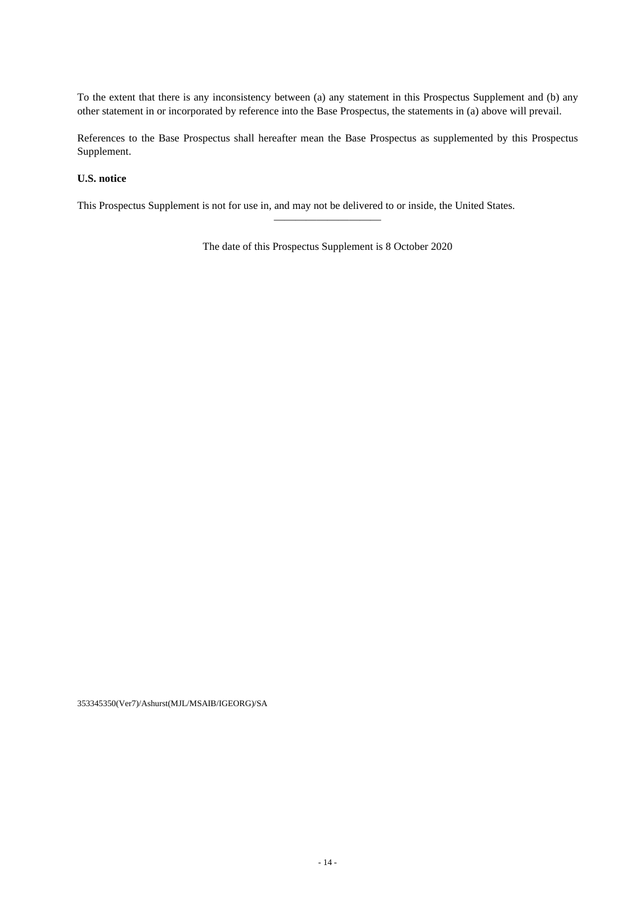To the extent that there is any inconsistency between (a) any statement in this Prospectus Supplement and (b) any other statement in or incorporated by reference into the Base Prospectus, the statements in (a) above will prevail.

References to the Base Prospectus shall hereafter mean the Base Prospectus as supplemented by this Prospectus Supplement.

**U.S. notice**

This Prospectus Supplement is not for use in, and may not be delivered to or inside, the United States.

---

The date of this Prospectus Supplement is 8 October 2020

353345350(Ver7)/Ashurst(MJL/MSAIB/IGEORG)/SA